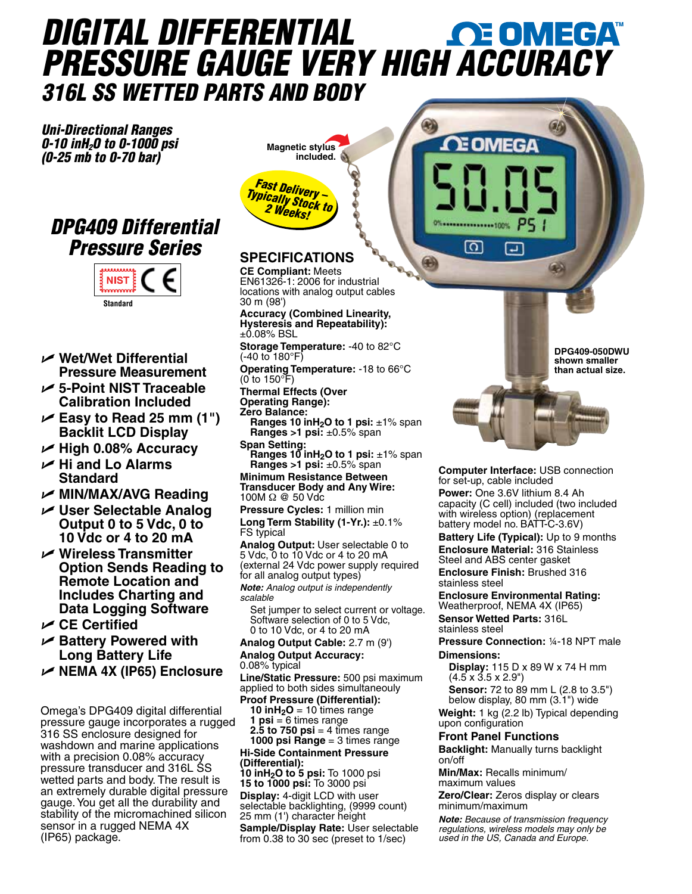# DIGITAL DIFFERENTIAL PRESSURE GAUGE VERY HIGH ACCURACY

## 316L SS WETTED PARTS AND BODY

OMEGA™

*Uni-Directional Ranges*
*0-10 in$H_2O$ to 0-1000 psi*
*(0-25 mb to 0-70 bar)*

## DPG409 Differential Pressure Series

NIST CE

Standard

- Wet/Wet Differential Pressure Measurement
- 5-Point NIST Traceable Calibration Included
- Easy to Read 25 mm (1") Backlit LCD Display
- High 0.08% Accuracy
- Hi and Lo Alarms Standard
- MIN/MAX/AVG Reading
- User Selectable Analog Output 0 to 5 Vdc, 0 to 10 Vdc or 4 to 20 mA
- Wireless Transmitter Option Sends Reading to Remote Location and Includes Charting and Data Logging Software
- CE Certified
- Battery Powered with Long Battery Life
- NEMA 4X (IP65) Enclosure

Omega's DPG409 digital differential pressure gauge incorporates a rugged 316 SS enclosure designed for washdown and marine applications with a precision 0.08% accuracy pressure transducer and 316L SS wetted parts and body. The result is an extremely durable digital pressure gauge. You get all the durability and stability of the micromachined silicon sensor in a rugged NEMA 4X (IP65) package.

Magnetic stylus included.

Fast Delivery – Typically Stock to 2 Weeks!

DPG409-050DWU shown smaller than actual size.

## SPECIFICATIONS

**CE Compliant:** Meets EN61326-1: 2006 for industrial locations with analog output cables 30 m (98')

**Accuracy (Combined Linearity, Hysteresis and Repeatability):** ±0.08% BSL

**Storage Temperature:** -40 to 82°C (-40 to 180°F)

**Operating Temperature:** -18 to 66°C (0 to 150°F)

**Thermal Effects (Over Operating Range):**

**Zero Balance:**
- **Ranges 10 in$H_2O$ to 1 psi:** ±1% span
- **Ranges >1 psi:** ±0.5% span

**Span Setting:**
- **Ranges 10 in$H_2O$ to 1 psi:** ±1% span
- **Ranges >1 psi:** ±0.5% span

**Minimum Resistance Between Transducer Body and Any Wire:** 100M Ω @ 50 Vdc

**Pressure Cycles:** 1 million min

**Long Term Stability (1-Yr.):** ±0.1% FS typical

**Analog Output:** User selectable 0 to 5 Vdc, 0 to 10 Vdc or 4 to 20 mA (external 24 Vdc power supply required for all analog output types)

***Note:** Analog output is independently scalable*

Set jumper to select current or voltage. Software selection of 0 to 5 Vdc, 0 to 10 Vdc, or 4 to 20 mA

**Analog Output Cable:** 2.7 m (9')

**Analog Output Accuracy:** 0.08% typical

**Line/Static Pressure:** 500 psi maximum applied to both sides simultaneouly

**Proof Pressure (Differential):**
- **10 in$H_2O$** = 10 times range
- **1 psi** = 6 times range
- **2.5 to 750 psi** = 4 times range
- **1000 psi Range** = 3 times range

**Hi-Side Containment Pressure (Differential):**
**10 in$H_2O$ to 5 psi:** To 1000 psi
**15 to 1000 psi:** To 3000 psi

**Display:** 4-digit LCD with user selectable backlighting, (9999 count) 25 mm (1') character height

**Sample/Display Rate:** User selectable from 0.38 to 30 sec (preset to 1/sec)

**Computer Interface:** USB connection for set-up, cable included

**Power:** One 3.6V lithium 8.4 Ah capacity (C cell) included (two included with wireless option) (replacement battery model no. BATT-C-3.6V)

**Battery Life (Typical):** Up to 9 months

**Enclosure Material:** 316 Stainless Steel and ABS center gasket

**Enclosure Finish:** Brushed 316 stainless steel

**Enclosure Environmental Rating:** Weatherproof, NEMA 4X (IP65)

**Sensor Wetted Parts:** 316L stainless steel

**Pressure Connection:** ¼-18 NPT male

**Dimensions:**
- **Display:** 115 D x 89 W x 74 H mm (4.5 x 3.5 x 2.9")
- **Sensor:** 72 to 89 mm L (2.8 to 3.5") below display, 80 mm (3.1") wide

**Weight:** 1 kg (2.2 lb) Typical depending upon configuration

### Front Panel Functions

**Backlight:** Manually turns backlight on/off

**Min/Max:** Recalls minimum/maximum values

**Zero/Clear:** Zeros display or clears minimum/maximum

***Note:** Because of transmission frequency regulations, wireless models may only be used in the US, Canada and Europe.*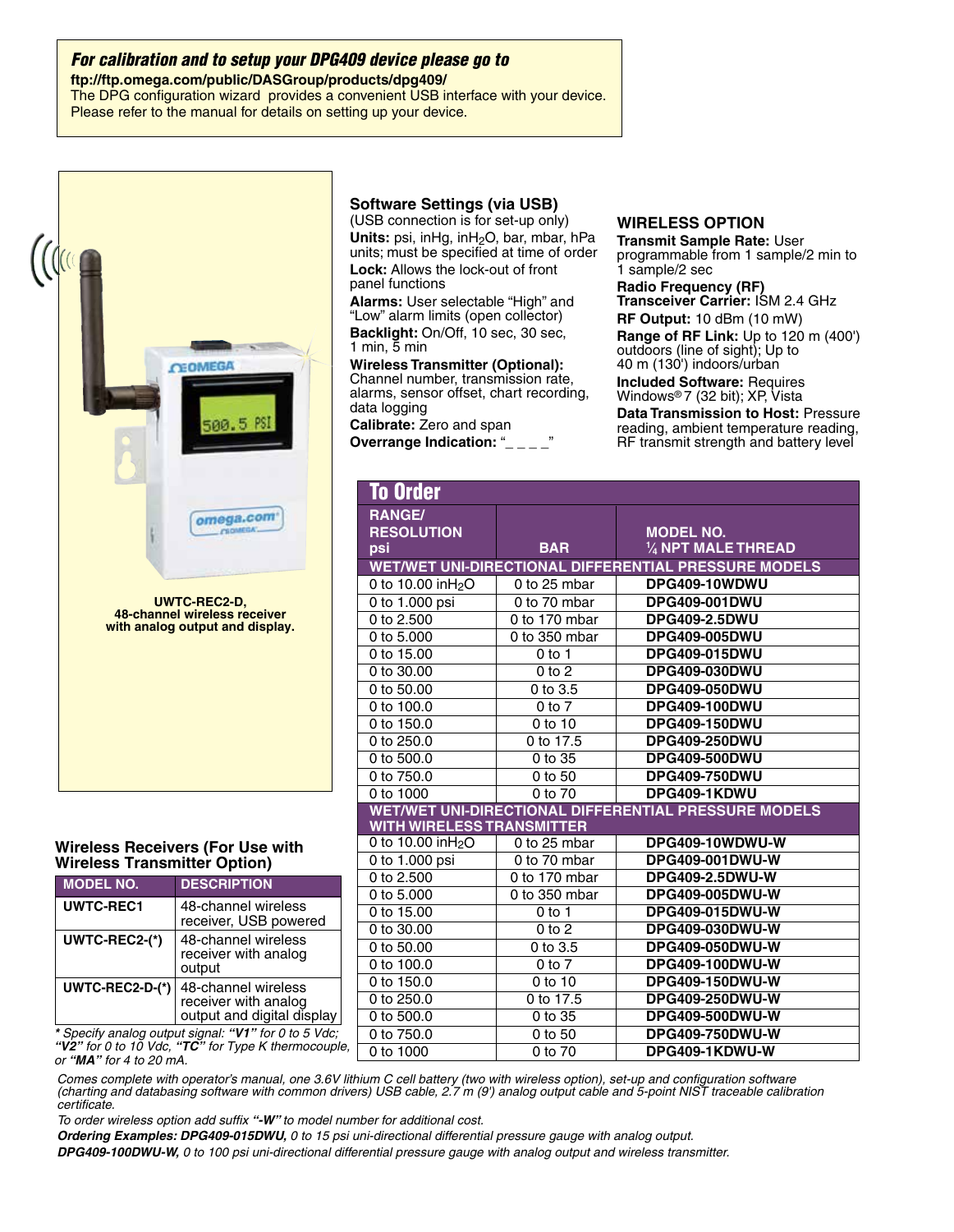***For calibration and to setup your DPG409 device please go to***

**ftp://ftp.omega.com/public/DASGroup/products/dpg409/**

The DPG configuration wizard provides a convenient USB interface with your device. Please refer to the manual for details on setting up your device.

**UWTC-REC2-D, 48-channel wireless receiver with analog output and display.**

## Software Settings (via USB)

(USB connection is for set-up only)

**Units:** psi, inHg, $inH_2O$, bar, mbar, hPa units; must be specified at time of order

**Lock:** Allows the lock-out of front panel functions

**Alarms:** User selectable "High" and "Low" alarm limits (open collector)

**Backlight:** On/Off, 10 sec, 30 sec, 1 min, 5 min

**Wireless Transmitter (Optional):** Channel number, transmission rate, alarms, sensor offset, chart recording, data logging

**Calibrate:** Zero and span

**Overrange Indication:** "_ _ _ _"

## WIRELESS OPTION

**Transmit Sample Rate:** User programmable from 1 sample/2 min to 1 sample/2 sec

**Radio Frequency (RF) Transceiver Carrier:** ISM 2.4 GHz

**RF Output:** 10 dBm (10 mW)

**Range of RF Link:** Up to 120 m (400') outdoors (line of sight); Up to 40 m (130') indoors/urban

**Included Software:** Requires Windows® 7 (32 bit); XP, Vista

**Data Transmission to Host:** Pressure reading, ambient temperature reading, RF transmit strength and battery level

## Wireless Receivers (For Use with Wireless Transmitter Option)

| MODEL NO. | DESCRIPTION |
|---|---|
| **UWTC-REC1** | 48-channel wireless receiver, USB powered |
| **UWTC-REC2-(*)** | 48-channel wireless receiver with analog output |
| **UWTC-REC2-D-(*)** | 48-channel wireless receiver with analog output and digital display |

*\* Specify analog output signal: **"V1"** for 0 to 5 Vdc; **"V2"** for 0 to 10 Vdc, **"TC"** for Type K thermocouple, or **"MA"** for 4 to 20 mA.*

## To Order

| RANGE/ RESOLUTION psi | BAR | MODEL NO. ¼ NPT MALE THREAD |
|---|---|---|
| **WET/WET UNI-DIRECTIONAL DIFFERENTIAL PRESSURE MODELS** | | |
| 0 to 10.00 $inH_2O$ | 0 to 25 mbar | **DPG409-10WDWU** |
| 0 to 1.000 psi | 0 to 70 mbar | **DPG409-001DWU** |
| 0 to 2.500 | 0 to 170 mbar | **DPG409-2.5DWU** |
| 0 to 5.000 | 0 to 350 mbar | **DPG409-005DWU** |
| 0 to 15.00 | 0 to 1 | **DPG409-015DWU** |
| 0 to 30.00 | 0 to 2 | **DPG409-030DWU** |
| 0 to 50.00 | 0 to 3.5 | **DPG409-050DWU** |
| 0 to 100.0 | 0 to 7 | **DPG409-100DWU** |
| 0 to 150.0 | 0 to 10 | **DPG409-150DWU** |
| 0 to 250.0 | 0 to 17.5 | **DPG409-250DWU** |
| 0 to 500.0 | 0 to 35 | **DPG409-500DWU** |
| 0 to 750.0 | 0 to 50 | **DPG409-750DWU** |
| 0 to 1000 | 0 to 70 | **DPG409-1KDWU** |
| **WET/WET UNI-DIRECTIONAL DIFFERENTIAL PRESSURE MODELS WITH WIRELESS TRANSMITTER** | | |
| 0 to 10.00 $inH_2O$ | 0 to 25 mbar | **DPG409-10WDWU-W** |
| 0 to 1.000 psi | 0 to 70 mbar | **DPG409-001DWU-W** |
| 0 to 2.500 | 0 to 170 mbar | **DPG409-2.5DWU-W** |
| 0 to 5.000 | 0 to 350 mbar | **DPG409-005DWU-W** |
| 0 to 15.00 | 0 to 1 | **DPG409-015DWU-W** |
| 0 to 30.00 | 0 to 2 | **DPG409-030DWU-W** |
| 0 to 50.00 | 0 to 3.5 | **DPG409-050DWU-W** |
| 0 to 100.0 | 0 to 7 | **DPG409-100DWU-W** |
| 0 to 150.0 | 0 to 10 | **DPG409-150DWU-W** |
| 0 to 250.0 | 0 to 17.5 | **DPG409-250DWU-W** |
| 0 to 500.0 | 0 to 35 | **DPG409-500DWU-W** |
| 0 to 750.0 | 0 to 50 | **DPG409-750DWU-W** |
| 0 to 1000 | 0 to 70 | **DPG409-1KDWU-W** |

*Comes complete with operator's manual, one 3.6V lithium C cell battery (two with wireless option), set-up and configuration software (charting and databasing software with common drivers) USB cable, 2.7 m (9') analog output cable and 5-point NIST traceable calibration certificate.*

*To order wireless option add suffix **"-W"** to model number for additional cost.*

***Ordering Examples: DPG409-015DWU,*** *0 to 15 psi uni-directional differential pressure gauge with analog output.*

***DPG409-100DWU-W,*** *0 to 100 psi uni-directional differential pressure gauge with analog output and wireless transmitter.*